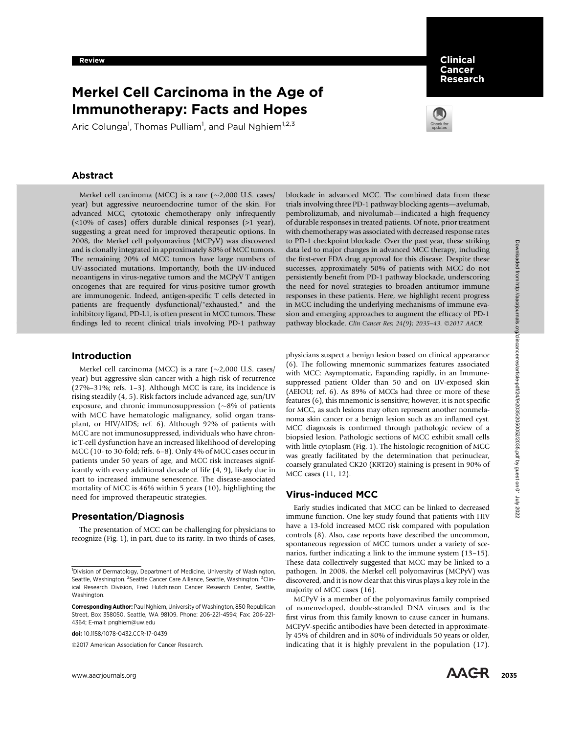Review

# Merkel Cell Carcinoma in the Age of Immunotherapy: Facts and Hopes

Aric Colunga[1], Thomas Pulliam[1], and Paul Nghiem[1,2,3]

## Abstract

Merkel cell carcinoma (MCC) is a rare (~2,000 U.S. cases/year) but aggressive neuroendocrine tumor of the skin. For advanced MCC, cytotoxic chemotherapy only infrequently (<10% of cases) offers durable clinical responses (>1 year), suggesting a great need for improved therapeutic options. In 2008, the Merkel cell polyomavirus (MCPyV) was discovered and is clonally integrated in approximately 80% of MCC tumors. The remaining 20% of MCC tumors have large numbers of UV-associated mutations. Importantly, both the UV-induced neoantigens in virus-negative tumors and the MCPyV T antigen oncogenes that are required for virus-positive tumor growth are immunogenic. Indeed, antigen-specific T cells detected in patients are frequently dysfunctional/"exhausted," and the inhibitory ligand, PD-L1, is often present in MCC tumors. These findings led to recent clinical trials involving PD-1 pathway blockade in advanced MCC. The combined data from these trials involving three PD-1 pathway blocking agents—avelumab, pembrolizumab, and nivolumab—indicated a high frequency of durable responses in treated patients. Of note, prior treatment with chemotherapy was associated with decreased response rates to PD-1 checkpoint blockade. Over the past year, these striking data led to major changes in advanced MCC therapy, including the first-ever FDA drug approval for this disease. Despite these successes, approximately 50% of patients with MCC do not persistently benefit from PD-1 pathway blockade, underscoring the need for novel strategies to broaden antitumor immune responses in these patients. Here, we highlight recent progress in MCC including the underlying mechanisms of immune evasion and emerging approaches to augment the efficacy of PD-1 pathway blockade. *Clin Cancer Res; 24(9); 2035–43. ©2017 AACR.*

## Introduction

Merkel cell carcinoma (MCC) is a rare (~2,000 U.S. cases/year) but aggressive skin cancer with a high risk of recurrence (27%–31%; refs. 1–3). Although MCC is rare, its incidence is rising steadily (4, 5). Risk factors include advanced age, sun/UV exposure, and chronic immunosuppression (~8% of patients with MCC have hematologic malignancy, solid organ transplant, or HIV/AIDS; ref. 6). Although 92% of patients with MCC are not immunosuppressed, individuals who have chronic T-cell dysfunction have an increased likelihood of developing MCC (10- to 30-fold; refs. 6–8). Only 4% of MCC cases occur in patients under 50 years of age, and MCC risk increases significantly with every additional decade of life (4, 9), likely due in part to increased immune senescence. The disease-associated mortality of MCC is 46% within 5 years (10), highlighting the need for improved therapeutic strategies.

## Presentation/Diagnosis

The presentation of MCC can be challenging for physicians to recognize (Fig. 1), in part, due to its rarity. In two thirds of cases, physicians suspect a benign lesion based on clinical appearance (6). The following mnemonic summarizes features associated with MCC: Asymptomatic, Expanding rapidly, in an Immune-suppressed patient Older than 50 and on UV-exposed skin (AEIOU; ref. 6). As 89% of MCCs had three or more of these features (6), this mnemonic is sensitive; however, it is not specific for MCC, as such lesions may often represent another nonmelanoma skin cancer or a benign lesion such as an inflamed cyst. MCC diagnosis is confirmed through pathologic review of a biopsied lesion. Pathologic sections of MCC exhibit small cells with little cytoplasm (Fig. 1). The histologic recognition of MCC was greatly facilitated by the determination that perinuclear, coarsely granulated CK20 (KRT20) staining is present in 90% of MCC cases (11, 12).

## Virus-induced MCC

Early studies indicated that MCC can be linked to decreased immune function. One key study found that patients with HIV have a 13-fold increased MCC risk compared with population controls (8). Also, case reports have described the uncommon, spontaneous regression of MCC tumors under a variety of scenarios, further indicating a link to the immune system (13–15). These data collectively suggested that MCC may be linked to a pathogen. In 2008, the Merkel cell polyomavirus (MCPyV) was discovered, and it is now clear that this virus plays a key role in the majority of MCC cases (16).

MCPyV is a member of the polyomavirus family comprised of nonenveloped, double-stranded DNA viruses and is the first virus from this family known to cause cancer in humans. MCPyV-specific antibodies have been detected in approximately 45% of children and in 80% of individuals 50 years or older, indicating that it is highly prevalent in the population (17).

---

[1]Division of Dermatology, Department of Medicine, University of Washington, Seattle, Washington. [2]Seattle Cancer Care Alliance, Seattle, Washington. [3]Clinical Research Division, Fred Hutchinson Cancer Research Center, Seattle, Washington.

**Corresponding Author:** Paul Nghiem, University of Washington, 850 Republican Street, Box 358050, Seattle, WA 98109. Phone: 206-221-4594; Fax: 206-221-4364; E-mail: pnghiem@uw.edu

**doi:** 10.1158/1078-0432.CCR-17-0439

©2017 American Association for Cancer Research.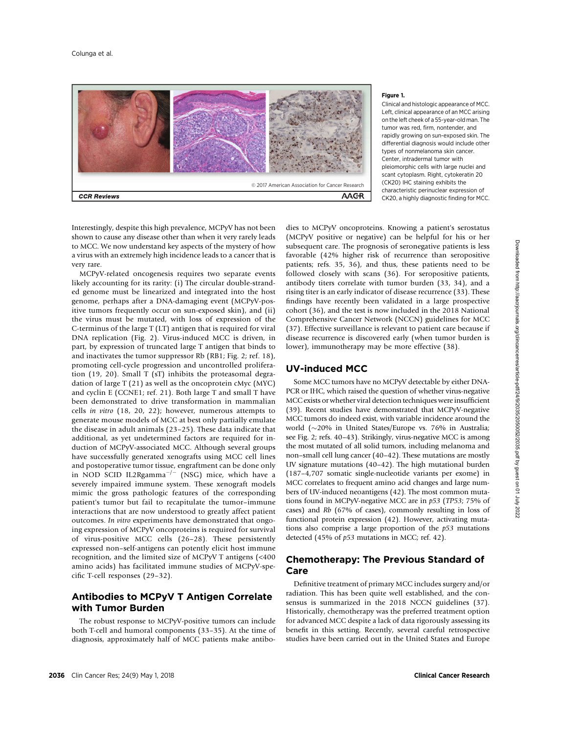**Figure 1.**

Clinical and histologic appearance of MCC. Left, clinical appearance of an MCC arising on the left cheek of a 55-year-old man. The tumor was red, firm, nontender, and rapidly growing on sun-exposed skin. The differential diagnosis would include other types of nonmelanoma skin cancer. Center, intradermal tumor with pleiomorphic cells with large nuclei and scant cytoplasm. Right, cytokeratin 20 (CK20) IHC staining exhibits the characteristic perinuclear expression of CK20, a highly diagnostic finding for MCC.

Interestingly, despite this high prevalence, MCPyV has not been shown to cause any disease other than when it very rarely leads to MCC. We now understand key aspects of the mystery of how a virus with an extremely high incidence leads to a cancer that is very rare.

MCPyV-related oncogenesis requires two separate events likely accounting for its rarity: (i) The circular double-stranded genome must be linearized and integrated into the host genome, perhaps after a DNA-damaging event (MCPyV-positive tumors frequently occur on sun-exposed skin), and (ii) the virus must be mutated, with loss of expression of the C-terminus of the large T (LT) antigen that is required for viral DNA replication (Fig. 2). Virus-induced MCC is driven, in part, by expression of truncated large T antigen that binds to and inactivates the tumor suppressor Rb (RB1; Fig. 2; ref. 18), promoting cell-cycle progression and uncontrolled proliferation (19, 20). Small T (sT) inhibits the proteasomal degradation of large T (21) as well as the oncoprotein cMyc (MYC) and cyclin E (CCNE1; ref. 21). Both large T and small T have been demonstrated to drive transformation in mammalian cells *in vitro* (18, 20, 22); however, numerous attempts to generate mouse models of MCC at best only partially emulate the disease in adult animals (23–25). These data indicate that additional, as yet undetermined factors are required for induction of MCPyV-associated MCC. Although several groups have successfully generated xenografts using MCC cell lines and postoperative tumor tissue, engraftment can be done only in NOD SCID IL2Rgamma$^{-/-}$ (NSG) mice, which have a severely impaired immune system. These xenograft models mimic the gross pathologic features of the corresponding patient's tumor but fail to recapitulate the tumor–immune interactions that are now understood to greatly affect patient outcomes. *In vitro* experiments have demonstrated that ongoing expression of MCPyV oncoproteins is required for survival of virus-positive MCC cells (26–28). These persistently expressed non–self-antigens can potently elicit host immune recognition, and the limited size of MCPyV T antigens (<400 amino acids) has facilitated immune studies of MCPyV-specific T-cell responses (29–32).

## Antibodies to MCPyV T Antigen Correlate with Tumor Burden

The robust response to MCPyV-positive tumors can include both T-cell and humoral components (33–35). At the time of diagnosis, approximately half of MCC patients make antibodies to MCPyV oncoproteins. Knowing a patient's serostatus (MCPyV positive or negative) can be helpful for his or her subsequent care. The prognosis of seronegative patients is less favorable (42% higher risk of recurrence than seropositive patients; refs. 35, 36), and thus, these patients need to be followed closely with scans (36). For seropositive patients, antibody titers correlate with tumor burden (33, 34), and a rising titer is an early indicator of disease recurrence (33). These findings have recently been validated in a large prospective cohort (36), and the test is now included in the 2018 National Comprehensive Cancer Network (NCCN) guidelines for MCC (37). Effective surveillance is relevant to patient care because if disease recurrence is discovered early (when tumor burden is lower), immunotherapy may be more effective (38).

## UV-induced MCC

Some MCC tumors have no MCPyV detectable by either DNA-PCR or IHC, which raised the question of whether virus-negative MCC exists or whether viral detection techniques were insufficient (39). Recent studies have demonstrated that MCPyV-negative MCC tumors do indeed exist, with variable incidence around the world (~20% in United States/Europe vs. 76% in Australia; see Fig. 2; refs. 40–43). Strikingly, virus-negative MCC is among the most mutated of all solid tumors, including melanoma and non–small cell lung cancer (40–42). These mutations are mostly UV signature mutations (40–42). The high mutational burden (187–4,707 somatic single-nucleotide variants per exome) in MCC correlates to frequent amino acid changes and large numbers of UV-induced neoantigens (42). The most common mutations found in MCPyV-negative MCC are in *p53* (*TP53*; 75% of cases) and *Rb* (67% of cases), commonly resulting in loss of functional protein expression (42). However, activating mutations also comprise a large proportion of the *p53* mutations detected (45% of *p53* mutations in MCC; ref. 42).

## Chemotherapy: The Previous Standard of Care

Definitive treatment of primary MCC includes surgery and/or radiation. This has been quite well established, and the consensus is summarized in the 2018 NCCN guidelines (37). Historically, chemotherapy was the preferred treatment option for advanced MCC despite a lack of data rigorously assessing its benefit in this setting. Recently, several careful retrospective studies have been carried out in the United States and Europe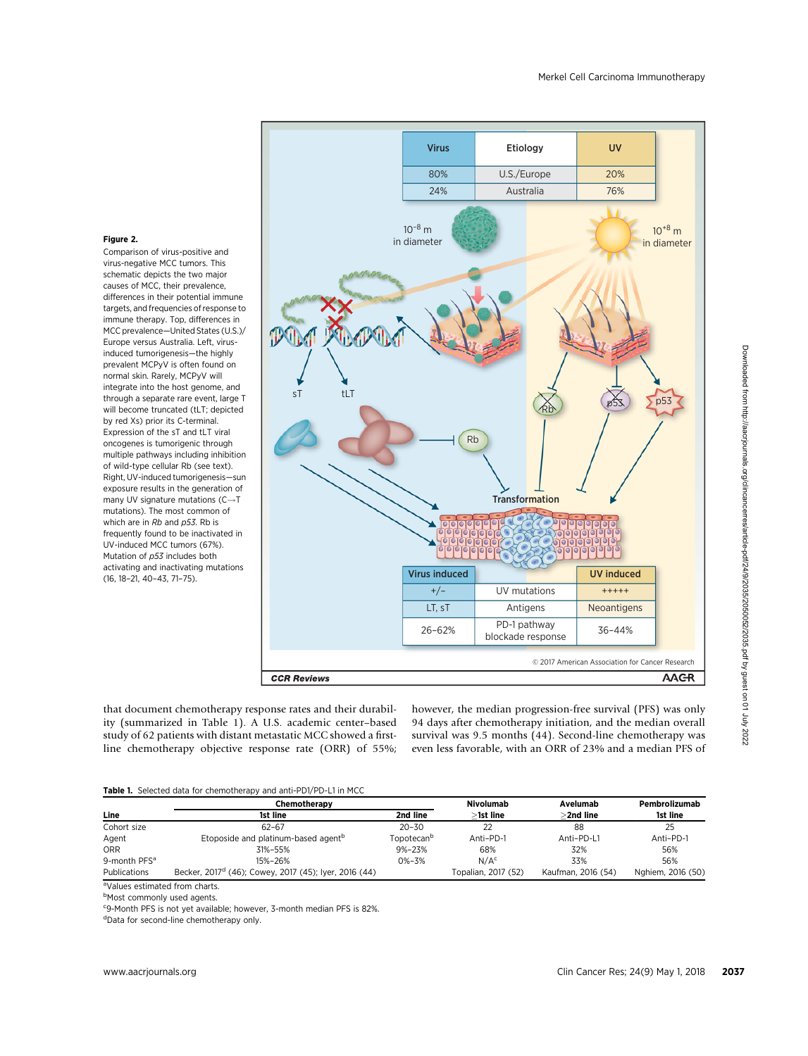**Figure 2.**

Comparison of virus-positive and virus-negative MCC tumors. This schematic depicts the two major causes of MCC, their prevalence, differences in their potential immune targets, and frequencies of response to immune therapy. Top, differences in MCC prevalence—United States (U.S.)/Europe versus Australia. Left, virus-induced tumorigenesis—the highly prevalent MCPyV is often found on normal skin. Rarely, MCPyV will integrate into the host genome, and through a separate rare event, large T will become truncated (tLT; depicted by red Xs) prior its C-terminal. Expression of the sT and tLT viral oncogenes is tumorigenic through multiple pathways including inhibition of wild-type cellular Rb (see text). Right, UV-induced tumorigenesis—sun exposure results in the generation of many UV signature mutations (C→T mutations). The most common of which are in *Rb* and *p53*. Rb is frequently found to be inactivated in UV-induced MCC tumors (67%). Mutation of *p53* includes both activating and inactivating mutations (16, 18–21, 40–43, 71–75).

that document chemotherapy response rates and their durability (summarized in Table 1). A U.S. academic center–based study of 62 patients with distant metastatic MCC showed a first-line chemotherapy objective response rate (ORR) of 55%; however, the median progression-free survival (PFS) was only 94 days after chemotherapy initiation, and the median overall survival was 9.5 months (44). Second-line chemotherapy was even less favorable, with an ORR of 23% and a median PFS of

**Table 1.** Selected data for chemotherapy and anti-PD1/PD-L1 in MCC

| | Chemotherapy | | Nivolumab | Avelumab | Pembrolizumab |
|---|---|---|---|---|---|
| Line | 1st line | 2nd line | ≥1st line | ≥2nd line | 1st line |
| Cohort size | 62–67 | 20–30 | 22 | 88 | 25 |
| Agent | Etoposide and platinum-based agent[b] | Topotecan[b] | Anti–PD-1 | Anti–PD-L1 | Anti–PD-1 |
| ORR | 31%–55% | 9%–23% | 68% | 32% | 56% |
| 9-month PFS[a] | 15%–26% | 0%–3% | N/A[c] | 33% | 56% |
| Publications | Becker, 2017[d] (46); Cowey, 2017 (45); Iyer, 2016 (44) | | Topalian, 2017 (52) | Kaufman, 2016 (54) | Nghiem, 2016 (50) |

[a]Values estimated from charts.
[b]Most commonly used agents.
[c]9-Month PFS is not yet available; however, 3-month median PFS is 82%.
[d]Data for second-line chemotherapy only.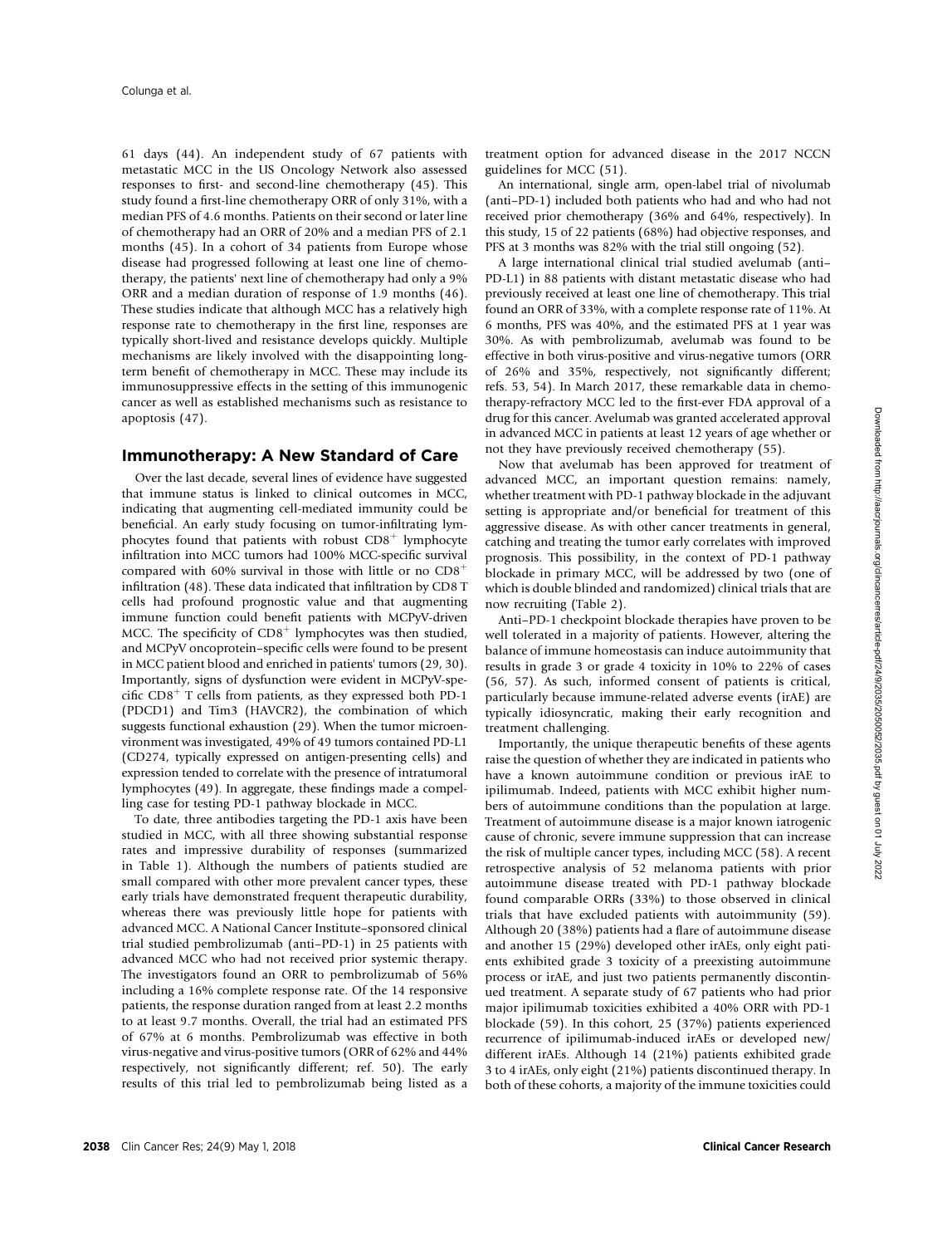61 days (44). An independent study of 67 patients with metastatic MCC in the US Oncology Network also assessed responses to first- and second-line chemotherapy (45). This study found a first-line chemotherapy ORR of only 31%, with a median PFS of 4.6 months. Patients on their second or later line of chemotherapy had an ORR of 20% and a median PFS of 2.1 months (45). In a cohort of 34 patients from Europe whose disease had progressed following at least one line of chemotherapy, the patients' next line of chemotherapy had only a 9% ORR and a median duration of response of 1.9 months (46). These studies indicate that although MCC has a relatively high response rate to chemotherapy in the first line, responses are typically short-lived and resistance develops quickly. Multiple mechanisms are likely involved with the disappointing long-term benefit of chemotherapy in MCC. These may include its immunosuppressive effects in the setting of this immunogenic cancer as well as established mechanisms such as resistance to apoptosis (47).

## Immunotherapy: A New Standard of Care

Over the last decade, several lines of evidence have suggested that immune status is linked to clinical outcomes in MCC, indicating that augmenting cell-mediated immunity could be beneficial. An early study focusing on tumor-infiltrating lymphocytes found that patients with robust $CD8^+$ lymphocyte infiltration into MCC tumors had 100% MCC-specific survival compared with 60% survival in those with little or no $CD8^+$ infiltration (48). These data indicated that infiltration by CD8 T cells had profound prognostic value and that augmenting immune function could benefit patients with MCPyV-driven MCC. The specificity of $CD8^+$ lymphocytes was then studied, and MCPyV oncoprotein–specific cells were found to be present in MCC patient blood and enriched in patients' tumors (29, 30). Importantly, signs of dysfunction were evident in MCPyV-specific $CD8^+$ T cells from patients, as they expressed both PD-1 (PDCD1) and Tim3 (HAVCR2), the combination of which suggests functional exhaustion (29). When the tumor microenvironment was investigated, 49% of 49 tumors contained PD-L1 (CD274, typically expressed on antigen-presenting cells) and expression tended to correlate with the presence of intratumoral lymphocytes (49). In aggregate, these findings made a compelling case for testing PD-1 pathway blockade in MCC.

To date, three antibodies targeting the PD-1 axis have been studied in MCC, with all three showing substantial response rates and impressive durability of responses (summarized in Table 1). Although the numbers of patients studied are small compared with other more prevalent cancer types, these early trials have demonstrated frequent therapeutic durability, whereas there was previously little hope for patients with advanced MCC. A National Cancer Institute–sponsored clinical trial studied pembrolizumab (anti–PD-1) in 25 patients with advanced MCC who had not received prior systemic therapy. The investigators found an ORR to pembrolizumab of 56% including a 16% complete response rate. Of the 14 responsive patients, the response duration ranged from at least 2.2 months to at least 9.7 months. Overall, the trial had an estimated PFS of 67% at 6 months. Pembrolizumab was effective in both virus-negative and virus-positive tumors (ORR of 62% and 44% respectively, not significantly different; ref. 50). The early results of this trial led to pembrolizumab being listed as a treatment option for advanced disease in the 2017 NCCN guidelines for MCC (51).

An international, single arm, open-label trial of nivolumab (anti–PD-1) included both patients who had and who had not received prior chemotherapy (36% and 64%, respectively). In this study, 15 of 22 patients (68%) had objective responses, and PFS at 3 months was 82% with the trial still ongoing (52).

A large international clinical trial studied avelumab (anti–PD-L1) in 88 patients with distant metastatic disease who had previously received at least one line of chemotherapy. This trial found an ORR of 33%, with a complete response rate of 11%. At 6 months, PFS was 40%, and the estimated PFS at 1 year was 30%. As with pembrolizumab, avelumab was found to be effective in both virus-positive and virus-negative tumors (ORR of 26% and 35%, respectively, not significantly different; refs. 53, 54). In March 2017, these remarkable data in chemotherapy-refractory MCC led to the first-ever FDA approval of a drug for this cancer. Avelumab was granted accelerated approval in advanced MCC in patients at least 12 years of age whether or not they have previously received chemotherapy (55).

Now that avelumab has been approved for treatment of advanced MCC, an important question remains: namely, whether treatment with PD-1 pathway blockade in the adjuvant setting is appropriate and/or beneficial for treatment of this aggressive disease. As with other cancer treatments in general, catching and treating the tumor early correlates with improved prognosis. This possibility, in the context of PD-1 pathway blockade in primary MCC, will be addressed by two (one of which is double blinded and randomized) clinical trials that are now recruiting (Table 2).

Anti–PD-1 checkpoint blockade therapies have proven to be well tolerated in a majority of patients. However, altering the balance of immune homeostasis can induce autoimmunity that results in grade 3 or grade 4 toxicity in 10% to 22% of cases (56, 57). As such, informed consent of patients is critical, particularly because immune-related adverse events (irAE) are typically idiosyncratic, making their early recognition and treatment challenging.

Importantly, the unique therapeutic benefits of these agents raise the question of whether they are indicated in patients who have a known autoimmune condition or previous irAE to ipilimumab. Indeed, patients with MCC exhibit higher numbers of autoimmune conditions than the population at large. Treatment of autoimmune disease is a major known iatrogenic cause of chronic, severe immune suppression that can increase the risk of multiple cancer types, including MCC (58). A recent retrospective analysis of 52 melanoma patients with prior autoimmune disease treated with PD-1 pathway blockade found comparable ORRs (33%) to those observed in clinical trials that have excluded patients with autoimmunity (59). Although 20 (38%) patients had a flare of autoimmune disease and another 15 (29%) developed other irAEs, only eight patients exhibited grade 3 toxicity of a preexisting autoimmune process or irAE, and just two patients permanently discontinued treatment. A separate study of 67 patients who had prior major ipilimumab toxicities exhibited a 40% ORR with PD-1 blockade (59). In this cohort, 25 (37%) patients experienced recurrence of ipilimumab-induced irAEs or developed new/different irAEs. Although 14 (21%) patients exhibited grade 3 to 4 irAEs, only eight (21%) patients discontinued therapy. In both of these cohorts, a majority of the immune toxicities could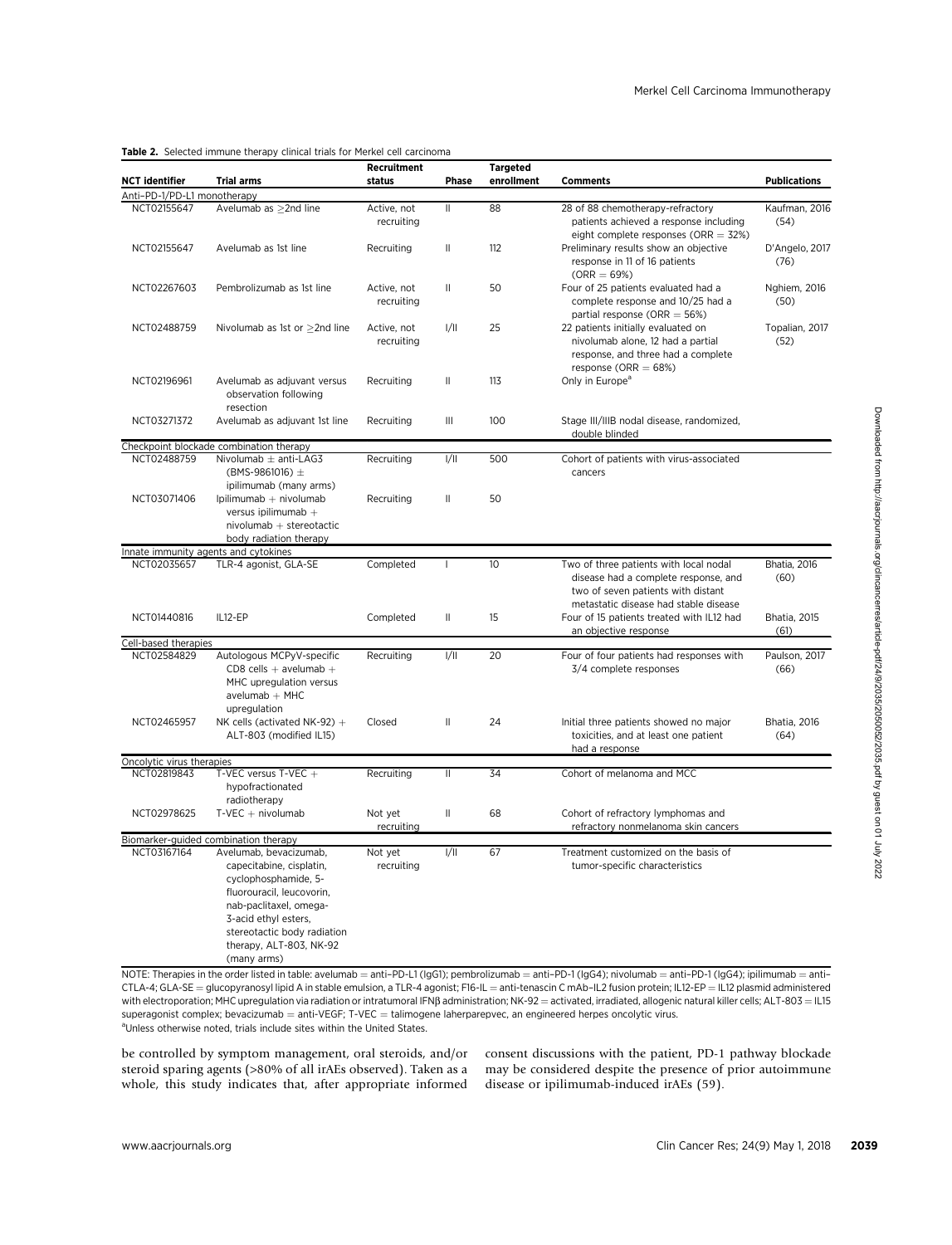**Table 2.** Selected immune therapy clinical trials for Merkel cell carcinoma

| NCT identifier | Trial arms | Recruitment status | Phase | Targeted enrollment | Comments | Publications |
|---|---|---|---|---|---|---|
| **Anti–PD-1/PD-L1 monotherapy** | | | | | | |
| NCT02155647 | Avelumab as ≥2nd line | Active, not recruiting | II | 88 | 28 of 88 chemotherapy-refractory patients achieved a response including eight complete responses (ORR = 32%) | Kaufman, 2016 (54) |
| NCT02155647 | Avelumab as 1st line | Recruiting | II | 112 | Preliminary results show an objective response in 11 of 16 patients (ORR = 69%) | D'Angelo, 2017 (76) |
| NCT02267603 | Pembrolizumab as 1st line | Active, not recruiting | II | 50 | Four of 25 patients evaluated had a complete response and 10/25 had a partial response (ORR = 56%) | Nghiem, 2016 (50) |
| NCT02488759 | Nivolumab as 1st or ≥2nd line | Active, not recruiting | I/II | 25 | 22 patients initially evaluated on nivolumab alone, 12 had a partial response, and three had a complete response (ORR = 68%) | Topalian, 2017 (52) |
| NCT02196961 | Avelumab as adjuvant versus observation following resection | Recruiting | II | 113 | Only in Europe[a] | |
| NCT03271372 | Avelumab as adjuvant 1st line | Recruiting | III | 100 | Stage III/IIIB nodal disease, randomized, double blinded | |
| **Checkpoint blockade combination therapy** | | | | | | |
| NCT02488759 | Nivolumab ± anti-LAG3 (BMS-9861016) ± ipilimumab (many arms) | Recruiting | I/II | 500 | Cohort of patients with virus-associated cancers | |
| NCT03071406 | Ipilimumab + nivolumab versus ipilimumab + nivolumab + stereotactic body radiation therapy | Recruiting | II | 50 | | |
| **Innate immunity agents and cytokines** | | | | | | |
| NCT02035657 | TLR-4 agonist, GLA-SE | Completed | I | 10 | Two of three patients with local nodal disease had a complete response, and two of seven patients with distant metastatic disease had stable disease | Bhatia, 2016 (60) |
| NCT01440816 | IL12-EP | Completed | II | 15 | Four of 15 patients treated with IL12 had an objective response | Bhatia, 2015 (61) |
| **Cell-based therapies** | | | | | | |
| NCT02584829 | Autologous MCPyV-specific CD8 cells + avelumab + MHC upregulation versus avelumab + MHC upregulation | Recruiting | I/II | 20 | Four of four patients had responses with 3/4 complete responses | Paulson, 2017 (66) |
| NCT02465957 | NK cells (activated NK-92) + ALT-803 (modified IL15) | Closed | II | 24 | Initial three patients showed no major toxicities, and at least one patient had a response | Bhatia, 2016 (64) |
| **Oncolytic virus therapies** | | | | | | |
| NCT02819843 | T-VEC versus T-VEC + hypofractionated radiotherapy | Recruiting | II | 34 | Cohort of melanoma and MCC | |
| NCT02978625 | T-VEC + nivolumab | Not yet recruiting | II | 68 | Cohort of refractory lymphomas and refractory nonmelanoma skin cancers | |
| **Biomarker-guided combination therapy** | | | | | | |
| NCT03167164 | Avelumab, bevacizumab, capecitabine, cisplatin, cyclophosphamide, 5-fluorouracil, leucovorin, nab-paclitaxel, omega-3-acid ethyl esters, stereotactic body radiation therapy, ALT-803, NK-92 (many arms) | Not yet recruiting | I/II | 67 | Treatment customized on the basis of tumor-specific characteristics | |

NOTE: Therapies in the order listed in table: avelumab = anti–PD-L1 (IgG1); pembrolizumab = anti–PD-1 (IgG4); nivolumab = anti–PD-1 (IgG4); ipilimumab = anti–CTLA-4; GLA-SE = glucopyranosyl lipid A in stable emulsion, a TLR-4 agonist; F16-IL = anti-tenascin C mAb–IL2 fusion protein; IL12-EP = IL12 plasmid administered with electroporation; MHC upregulation via radiation or intratumoral IFNβ administration; NK-92 = activated, irradiated, allogenic natural killer cells; ALT-803 = IL15 superagonist complex; bevacizumab = anti-VEGF; T-VEC = talimogene laherparepvec, an engineered herpes oncolytic virus.

[a]Unless otherwise noted, trials include sites within the United States.

be controlled by symptom management, oral steroids, and/or steroid sparing agents (>80% of all irAEs observed). Taken as a whole, this study indicates that, after appropriate informed consent discussions with the patient, PD-1 pathway blockade may be considered despite the presence of prior autoimmune disease or ipilimumab-induced irAEs (59).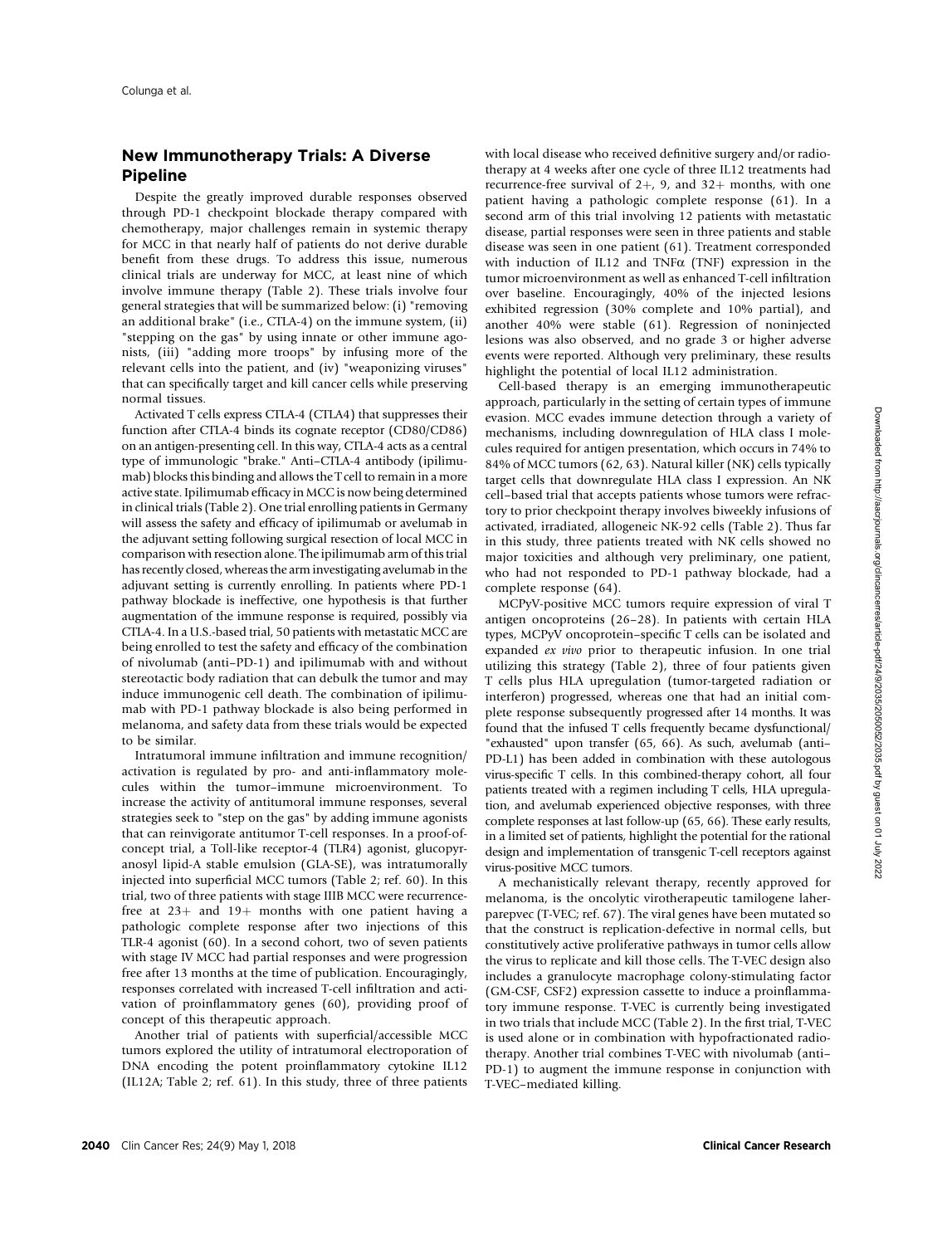## New Immunotherapy Trials: A Diverse Pipeline

Despite the greatly improved durable responses observed through PD-1 checkpoint blockade therapy compared with chemotherapy, major challenges remain in systemic therapy for MCC in that nearly half of patients do not derive durable benefit from these drugs. To address this issue, numerous clinical trials are underway for MCC, at least nine of which involve immune therapy (Table 2). These trials involve four general strategies that will be summarized below: (i) "removing an additional brake" (i.e., CTLA-4) on the immune system, (ii) "stepping on the gas" by using innate or other immune agonists, (iii) "adding more troops" by infusing more of the relevant cells into the patient, and (iv) "weaponizing viruses" that can specifically target and kill cancer cells while preserving normal tissues.

Activated T cells express CTLA-4 (CTLA4) that suppresses their function after CTLA-4 binds its cognate receptor (CD80/CD86) on an antigen-presenting cell. In this way, CTLA-4 acts as a central type of immunologic "brake." Anti–CTLA-4 antibody (ipilimumab) blocks this binding and allows the T cell to remain in a more active state. Ipilimumab efficacy in MCC is now being determined in clinical trials (Table 2). One trial enrolling patients in Germany will assess the safety and efficacy of ipilimumab or avelumab in the adjuvant setting following surgical resection of local MCC in comparison with resection alone. The ipilimumab arm of this trial has recently closed, whereas the arm investigating avelumab in the adjuvant setting is currently enrolling. In patients where PD-1 pathway blockade is ineffective, one hypothesis is that further augmentation of the immune response is required, possibly via CTLA-4. In a U.S.-based trial, 50 patients with metastatic MCC are being enrolled to test the safety and efficacy of the combination of nivolumab (anti–PD-1) and ipilimumab with and without stereotactic body radiation that can debulk the tumor and may induce immunogenic cell death. The combination of ipilimumab with PD-1 pathway blockade is also being performed in melanoma, and safety data from these trials would be expected to be similar.

Intratumoral immune infiltration and immune recognition/activation is regulated by pro- and anti-inflammatory molecules within the tumor–immune microenvironment. To increase the activity of antitumoral immune responses, several strategies seek to "step on the gas" by adding immune agonists that can reinvigorate antitumor T-cell responses. In a proof-of-concept trial, a Toll-like receptor-4 (TLR4) agonist, glucopyranosyl lipid-A stable emulsion (GLA-SE), was intratumorally injected into superficial MCC tumors (Table 2; ref. 60). In this trial, two of three patients with stage IIIB MCC were recurrence-free at 23+ and 19+ months with one patient having a pathologic complete response after two injections of this TLR-4 agonist (60). In a second cohort, two of seven patients with stage IV MCC had partial responses and were progression free after 13 months at the time of publication. Encouragingly, responses correlated with increased T-cell infiltration and activation of proinflammatory genes (60), providing proof of concept of this therapeutic approach.

Another trial of patients with superficial/accessible MCC tumors explored the utility of intratumoral electroporation of DNA encoding the potent proinflammatory cytokine IL12 (IL12A; Table 2; ref. 61). In this study, three of three patients with local disease who received definitive surgery and/or radiotherapy at 4 weeks after one cycle of three IL12 treatments had recurrence-free survival of 2+, 9, and 32+ months, with one patient having a pathologic complete response (61). In a second arm of this trial involving 12 patients with metastatic disease, partial responses were seen in three patients and stable disease was seen in one patient (61). Treatment corresponded with induction of IL12 and TNFα (TNF) expression in the tumor microenvironment as well as enhanced T-cell infiltration over baseline. Encouragingly, 40% of the injected lesions exhibited regression (30% complete and 10% partial), and another 40% were stable (61). Regression of noninjected lesions was also observed, and no grade 3 or higher adverse events were reported. Although very preliminary, these results highlight the potential of local IL12 administration.

Cell-based therapy is an emerging immunotherapeutic approach, particularly in the setting of certain types of immune evasion. MCC evades immune detection through a variety of mechanisms, including downregulation of HLA class I molecules required for antigen presentation, which occurs in 74% to 84% of MCC tumors (62, 63). Natural killer (NK) cells typically target cells that downregulate HLA class I expression. An NK cell–based trial that accepts patients whose tumors were refractory to prior checkpoint therapy involves biweekly infusions of activated, irradiated, allogeneic NK-92 cells (Table 2). Thus far in this study, three patients treated with NK cells showed no major toxicities and although very preliminary, one patient, who had not responded to PD-1 pathway blockade, had a complete response (64).

MCPyV-positive MCC tumors require expression of viral T antigen oncoproteins (26–28). In patients with certain HLA types, MCPyV oncoprotein–specific T cells can be isolated and expanded *ex vivo* prior to therapeutic infusion. In one trial utilizing this strategy (Table 2), three of four patients given T cells plus HLA upregulation (tumor-targeted radiation or interferon) progressed, whereas one that had an initial complete response subsequently progressed after 14 months. It was found that the infused T cells frequently became dysfunctional/"exhausted" upon transfer (65, 66). As such, avelumab (anti–PD-L1) has been added in combination with these autologous virus-specific T cells. In this combined-therapy cohort, all four patients treated with a regimen including T cells, HLA upregulation, and avelumab experienced objective responses, with three complete responses at last follow-up (65, 66). These early results, in a limited set of patients, highlight the potential for the rational design and implementation of transgenic T-cell receptors against virus-positive MCC tumors.

A mechanistically relevant therapy, recently approved for melanoma, is the oncolytic virotherapeutic tamilogene laherparepvec (T-VEC; ref. 67). The viral genes have been mutated so that the construct is replication-defective in normal cells, but constitutively active proliferative pathways in tumor cells allow the virus to replicate and kill those cells. The T-VEC design also includes a granulocyte macrophage colony-stimulating factor (GM-CSF, CSF2) expression cassette to induce a proinflammatory immune response. T-VEC is currently being investigated in two trials that include MCC (Table 2). In the first trial, T-VEC is used alone or in combination with hypofractionated radiotherapy. Another trial combines T-VEC with nivolumab (anti–PD-1) to augment the immune response in conjunction with T-VEC–mediated killing.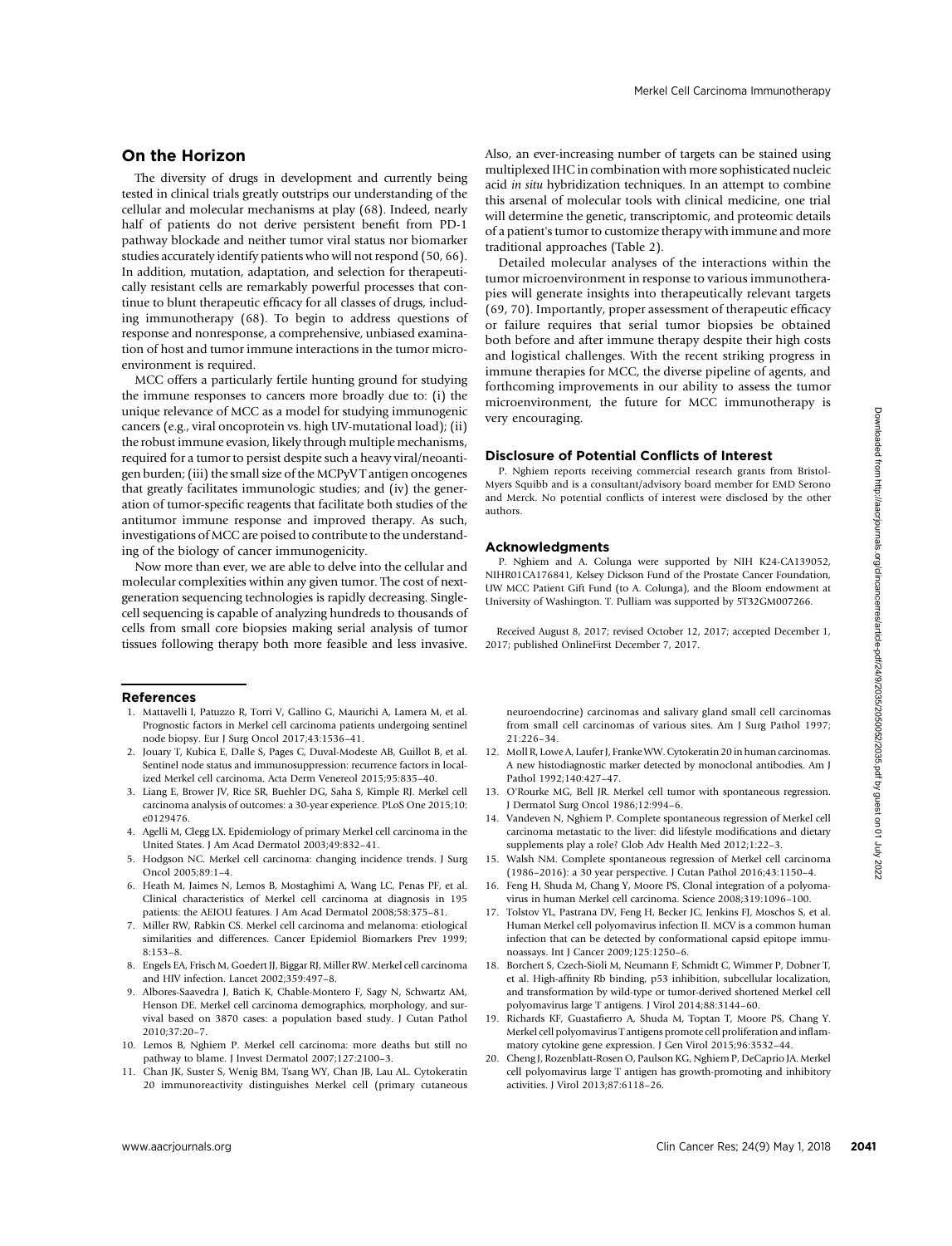## On the Horizon

The diversity of drugs in development and currently being tested in clinical trials greatly outstrips our understanding of the cellular and molecular mechanisms at play (68). Indeed, nearly half of patients do not derive persistent benefit from PD-1 pathway blockade and neither tumor viral status nor biomarker studies accurately identify patients who will not respond (50, 66). In addition, mutation, adaptation, and selection for therapeutically resistant cells are remarkably powerful processes that continue to blunt therapeutic efficacy for all classes of drugs, including immunotherapy (68). To begin to address questions of response and nonresponse, a comprehensive, unbiased examination of host and tumor immune interactions in the tumor microenvironment is required.

MCC offers a particularly fertile hunting ground for studying the immune responses to cancers more broadly due to: (i) the unique relevance of MCC as a model for studying immunogenic cancers (e.g., viral oncoprotein vs. high UV-mutational load); (ii) the robust immune evasion, likely through multiple mechanisms, required for a tumor to persist despite such a heavy viral/neoantigen burden; (iii) the small size of the MCPyV T antigen oncogenes that greatly facilitates immunologic studies; and (iv) the generation of tumor-specific reagents that facilitate both studies of the antitumor immune response and improved therapy. As such, investigations of MCC are poised to contribute to the understanding of the biology of cancer immunogenicity.

Now more than ever, we are able to delve into the cellular and molecular complexities within any given tumor. The cost of next-generation sequencing technologies is rapidly decreasing. Single-cell sequencing is capable of analyzing hundreds to thousands of cells from small core biopsies making serial analysis of tumor tissues following therapy both more feasible and less invasive. Also, an ever-increasing number of targets can be stained using multiplexed IHC in combination with more sophisticated nucleic acid *in situ* hybridization techniques. In an attempt to combine this arsenal of molecular tools with clinical medicine, one trial will determine the genetic, transcriptomic, and proteomic details of a patient's tumor to customize therapy with immune and more traditional approaches (Table 2).

Detailed molecular analyses of the interactions within the tumor microenvironment in response to various immunotherapies will generate insights into therapeutically relevant targets (69, 70). Importantly, proper assessment of therapeutic efficacy or failure requires that serial tumor biopsies be obtained both before and after immune therapy despite their high costs and logistical challenges. With the recent striking progress in immune therapies for MCC, the diverse pipeline of agents, and forthcoming improvements in our ability to assess the tumor microenvironment, the future for MCC immunotherapy is very encouraging.

### Disclosure of Potential Conflicts of Interest

P. Nghiem reports receiving commercial research grants from Bristol-Myers Squibb and is a consultant/advisory board member for EMD Serono and Merck. No potential conflicts of interest were disclosed by the other authors.

### Acknowledgments

P. Nghiem and A. Colunga were supported by NIH K24-CA139052, NIHR01CA176841, Kelsey Dickson Fund of the Prostate Cancer Foundation, UW MCC Patient Gift Fund (to A. Colunga), and the Bloom endowment at University of Washington. T. Pulliam was supported by 5T32GM007266.

Received August 8, 2017; revised October 12, 2017; accepted December 1, 2017; published OnlineFirst December 7, 2017.

### References

1. Mattavelli I, Patuzzo R, Torri V, Gallino G, Maurichi A, Lamera M, et al. Prognostic factors in Merkel cell carcinoma patients undergoing sentinel node biopsy. Eur J Surg Oncol 2017;43:1536–41.
2. Jouary T, Kubica E, Dalle S, Pages C, Duval-Modeste AB, Guillot B, et al. Sentinel node status and immunosuppression: recurrence factors in localized Merkel cell carcinoma. Acta Derm Venereol 2015;95:835–40.
3. Liang E, Brower JV, Rice SR, Buehler DG, Saha S, Kimple RJ. Merkel cell carcinoma analysis of outcomes: a 30-year experience. PLoS One 2015;10:e0129476.
4. Agelli M, Clegg LX. Epidemiology of primary Merkel cell carcinoma in the United States. J Am Acad Dermatol 2003;49:832–41.
5. Hodgson NC. Merkel cell carcinoma: changing incidence trends. J Surg Oncol 2005;89:1–4.
6. Heath M, Jaimes N, Lemos B, Mostaghimi A, Wang LC, Penas PF, et al. Clinical characteristics of Merkel cell carcinoma at diagnosis in 195 patients: the AEIOU features. J Am Acad Dermatol 2008;58:375–81.
7. Miller RW, Rabkin CS. Merkel cell carcinoma and melanoma: etiological similarities and differences. Cancer Epidemiol Biomarkers Prev 1999;8:153–8.
8. Engels EA, Frisch M, Goedert JJ, Biggar RJ, Miller RW. Merkel cell carcinoma and HIV infection. Lancet 2002;359:497–8.
9. Albores-Saavedra J, Batich K, Chable-Montero F, Sagy N, Schwartz AM, Henson DE. Merkel cell carcinoma demographics, morphology, and survival based on 3870 cases: a population based study. J Cutan Pathol 2010;37:20–7.
10. Lemos B, Nghiem P. Merkel cell carcinoma: more deaths but still no pathway to blame. J Invest Dermatol 2007;127:2100–3.
11. Chan JK, Suster S, Wenig BM, Tsang WY, Chan JB, Lau AL. Cytokeratin 20 immunoreactivity distinguishes Merkel cell (primary cutaneous neuroendocrine) carcinomas and salivary gland small cell carcinomas from small cell carcinomas of various sites. Am J Surg Pathol 1997;21:226–34.
12. Moll R, Lowe A, Laufer J, Franke WW. Cytokeratin 20 in human carcinomas. A new histodiagnostic marker detected by monoclonal antibodies. Am J Pathol 1992;140:427–47.
13. O'Rourke MG, Bell JR. Merkel cell tumor with spontaneous regression. J Dermatol Surg Oncol 1986;12:994–6.
14. Vandeven N, Nghiem P. Complete spontaneous regression of Merkel cell carcinoma metastatic to the liver: did lifestyle modifications and dietary supplements play a role? Glob Adv Health Med 2012;1:22–3.
15. Walsh NM. Complete spontaneous regression of Merkel cell carcinoma (1986–2016): a 30 year perspective. J Cutan Pathol 2016;43:1150–4.
16. Feng H, Shuda M, Chang Y, Moore PS. Clonal integration of a polyomavirus in human Merkel cell carcinoma. Science 2008;319:1096–100.
17. Tolstov YL, Pastrana DV, Feng H, Becker JC, Jenkins FJ, Moschos S, et al. Human Merkel cell polyomavirus infection II. MCV is a common human infection that can be detected by conformational capsid epitope immunoassays. Int J Cancer 2009;125:1250–6.
18. Borchert S, Czech-Sioli M, Neumann F, Schmidt C, Wimmer P, Dobner T, et al. High-affinity Rb binding, p53 inhibition, subcellular localization, and transformation by wild-type or tumor-derived shortened Merkel cell polyomavirus large T antigens. J Virol 2014;88:3144–60.
19. Richards KF, Guastafierro A, Shuda M, Toptan T, Moore PS, Chang Y. Merkel cell polyomavirus T antigens promote cell proliferation and inflammatory cytokine gene expression. J Gen Virol 2015;96:3532–44.
20. Cheng J, Rozenblatt-Rosen O, Paulson KG, Nghiem P, DeCaprio JA. Merkel cell polyomavirus large T antigen has growth-promoting and inhibitory activities. J Virol 2013;87:6118–26.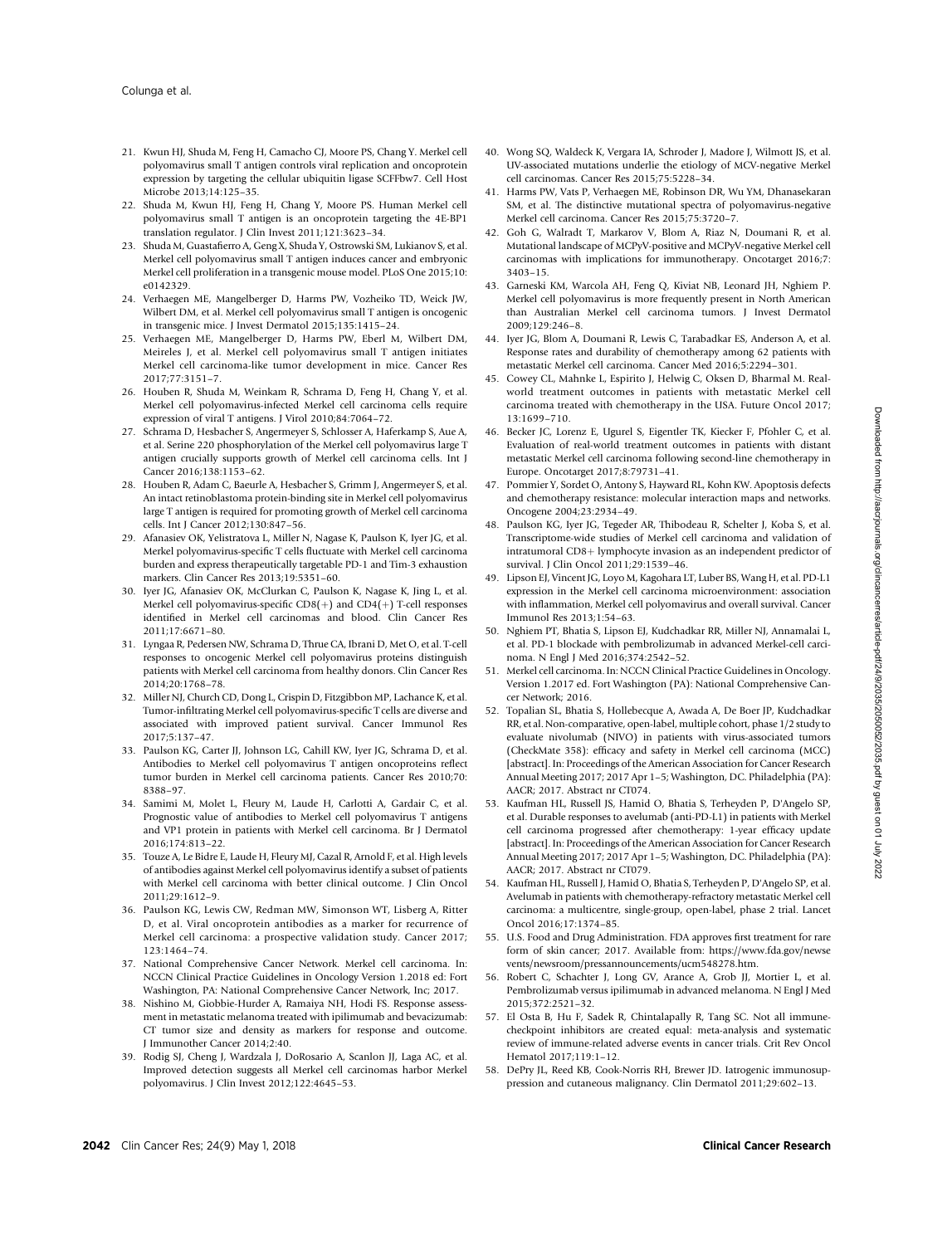21. Kwun HJ, Shuda M, Feng H, Camacho CJ, Moore PS, Chang Y. Merkel cell polyomavirus small T antigen controls viral replication and oncoprotein expression by targeting the cellular ubiquitin ligase SCFFbw7. Cell Host Microbe 2013;14:125–35.
22. Shuda M, Kwun HJ, Feng H, Chang Y, Moore PS. Human Merkel cell polyomavirus small T antigen is an oncoprotein targeting the 4E-BP1 translation regulator. J Clin Invest 2011;121:3623–34.
23. Shuda M, Guastafierro A, Geng X, Shuda Y, Ostrowski SM, Lukianov S, et al. Merkel cell polyomavirus small T antigen induces cancer and embryonic Merkel cell proliferation in a transgenic mouse model. PLoS One 2015;10: e0142329.
24. Verhaegen ME, Mangelberger D, Harms PW, Vozheiko TD, Weick JW, Wilbert DM, et al. Merkel cell polyomavirus small T antigen is oncogenic in transgenic mice. J Invest Dermatol 2015;135:1415–24.
25. Verhaegen ME, Mangelberger D, Harms PW, Eberl M, Wilbert DM, Meireles J, et al. Merkel cell polyomavirus small T antigen initiates Merkel cell carcinoma-like tumor development in mice. Cancer Res 2017;77:3151–7.
26. Houben R, Shuda M, Weinkam R, Schrama D, Feng H, Chang Y, et al. Merkel cell polyomavirus-infected Merkel cell carcinoma cells require expression of viral T antigens. J Virol 2010;84:7064–72.
27. Schrama D, Hesbacher S, Angermeyer S, Schlosser A, Haferkamp S, Aue A, et al. Serine 220 phosphorylation of the Merkel cell polyomavirus large T antigen crucially supports growth of Merkel cell carcinoma cells. Int J Cancer 2016;138:1153–62.
28. Houben R, Adam C, Baeurle A, Hesbacher S, Grimm J, Angermeyer S, et al. An intact retinoblastoma protein-binding site in Merkel cell polyomavirus large T antigen is required for promoting growth of Merkel cell carcinoma cells. Int J Cancer 2012;130:847–56.
29. Afanasiev OK, Yelistratova L, Miller N, Nagase K, Paulson K, Iyer JG, et al. Merkel polyomavirus-specific T cells fluctuate with Merkel cell carcinoma burden and express therapeutically targetable PD-1 and Tim-3 exhaustion markers. Clin Cancer Res 2013;19:5351–60.
30. Iyer JG, Afanasiev OK, McClurkan C, Paulson K, Nagase K, Jing L, et al. Merkel cell polyomavirus-specific CD8(+) and CD4(+) T-cell responses identified in Merkel cell carcinomas and blood. Clin Cancer Res 2011;17:6671–80.
31. Lyngaa R, Pedersen NW, Schrama D, Thrue CA, Ibrani D, Met O, et al. T-cell responses to oncogenic Merkel cell polyomavirus proteins distinguish patients with Merkel cell carcinoma from healthy donors. Clin Cancer Res 2014;20:1768–78.
32. Miller NJ, Church CD, Dong L, Crispin D, Fitzgibbon MP, Lachance K, et al. Tumor-infiltrating Merkel cell polyomavirus-specific T cells are diverse and associated with improved patient survival. Cancer Immunol Res 2017;5:137–47.
33. Paulson KG, Carter JJ, Johnson LG, Cahill KW, Iyer JG, Schrama D, et al. Antibodies to Merkel cell polyomavirus T antigen oncoproteins reflect tumor burden in Merkel cell carcinoma patients. Cancer Res 2010;70: 8388–97.
34. Samimi M, Molet L, Fleury M, Laude H, Carlotti A, Gardair C, et al. Prognostic value of antibodies to Merkel cell polyomavirus T antigens and VP1 protein in patients with Merkel cell carcinoma. Br J Dermatol 2016;174:813–22.
35. Touze A, Le Bidre E, Laude H, Fleury MJ, Cazal R, Arnold F, et al. High levels of antibodies against Merkel cell polyomavirus identify a subset of patients with Merkel cell carcinoma with better clinical outcome. J Clin Oncol 2011;29:1612–9.
36. Paulson KG, Lewis CW, Redman MW, Simonson WT, Lisberg A, Ritter D, et al. Viral oncoprotein antibodies as a marker for recurrence of Merkel cell carcinoma: a prospective validation study. Cancer 2017; 123:1464–74.
37. National Comprehensive Cancer Network. Merkel cell carcinoma. In: NCCN Clinical Practice Guidelines in Oncology Version 1.2018 ed: Fort Washington, PA: National Comprehensive Cancer Network, Inc; 2017.
38. Nishino M, Giobbie-Hurder A, Ramaiya NH, Hodi FS. Response assessment in metastatic melanoma treated with ipilimumab and bevacizumab: CT tumor size and density as markers for response and outcome. J Immunother Cancer 2014;2:40.
39. Rodig SJ, Cheng J, Wardzala J, DoRosario A, Scanlon JJ, Laga AC, et al. Improved detection suggests all Merkel cell carcinomas harbor Merkel polyomavirus. J Clin Invest 2012;122:4645–53.
40. Wong SQ, Waldeck K, Vergara IA, Schroder J, Madore J, Wilmott JS, et al. UV-associated mutations underlie the etiology of MCV-negative Merkel cell carcinomas. Cancer Res 2015;75:5228–34.
41. Harms PW, Vats P, Verhaegen ME, Robinson DR, Wu YM, Dhanasekaran SM, et al. The distinctive mutational spectra of polyomavirus-negative Merkel cell carcinoma. Cancer Res 2015;75:3720–7.
42. Goh G, Walradt T, Markarov V, Blom A, Riaz N, Doumani R, et al. Mutational landscape of MCPyV-positive and MCPyV-negative Merkel cell carcinomas with implications for immunotherapy. Oncotarget 2016;7: 3403–15.
43. Garneski KM, Warcola AH, Feng Q, Kiviat NB, Leonard JH, Nghiem P. Merkel cell polyomavirus is more frequently present in North American than Australian Merkel cell carcinoma tumors. J Invest Dermatol 2009;129:246–8.
44. Iyer JG, Blom A, Doumani R, Lewis C, Tarabadkar ES, Anderson A, et al. Response rates and durability of chemotherapy among 62 patients with metastatic Merkel cell carcinoma. Cancer Med 2016;5:2294–301.
45. Cowey CL, Mahnke L, Espirito J, Helwig C, Oksen D, Bharmal M. Real-world treatment outcomes in patients with metastatic Merkel cell carcinoma treated with chemotherapy in the USA. Future Oncol 2017; 13:1699–710.
46. Becker JC, Lorenz E, Ugurel S, Eigentler TK, Kiecker F, Pfohler C, et al. Evaluation of real-world treatment outcomes in patients with distant metastatic Merkel cell carcinoma following second-line chemotherapy in Europe. Oncotarget 2017;8:79731–41.
47. Pommier Y, Sordet O, Antony S, Hayward RL, Kohn KW. Apoptosis defects and chemotherapy resistance: molecular interaction maps and networks. Oncogene 2004;23:2934–49.
48. Paulson KG, Iyer JG, Tegeder AR, Thibodeau R, Schelter J, Koba S, et al. Transcriptome-wide studies of Merkel cell carcinoma and validation of intratumoral CD8+ lymphocyte invasion as an independent predictor of survival. J Clin Oncol 2011;29:1539–46.
49. Lipson EJ, Vincent JG, Loyo M, Kagohara LT, Luber BS, Wang H, et al. PD-L1 expression in the Merkel cell carcinoma microenvironment: association with inflammation, Merkel cell polyomavirus and overall survival. Cancer Immunol Res 2013;1:54–63.
50. Nghiem PT, Bhatia S, Lipson EJ, Kudchadkar RR, Miller NJ, Annamalai L, et al. PD-1 blockade with pembrolizumab in advanced Merkel-cell carcinoma. N Engl J Med 2016;374:2542–52.
51. Merkel cell carcinoma. In: NCCN Clinical Practice Guidelines in Oncology. Version 1.2017 ed. Fort Washington (PA): National Comprehensive Cancer Network; 2016.
52. Topalian SL, Bhatia S, Hollebecque A, Awada A, De Boer JP, Kudchadkar RR, et al. Non-comparative, open-label, multiple cohort, phase 1/2 study to evaluate nivolumab (NIVO) in patients with virus-associated tumors (CheckMate 358): efficacy and safety in Merkel cell carcinoma (MCC) [abstract]. In: Proceedings of the American Association for Cancer Research Annual Meeting 2017; 2017 Apr 1–5; Washington, DC. Philadelphia (PA): AACR; 2017. Abstract nr CT074.
53. Kaufman HL, Russell JS, Hamid O, Bhatia S, Terheyden P, D'Angelo SP, et al. Durable responses to avelumab (anti-PD-L1) in patients with Merkel cell carcinoma progressed after chemotherapy: 1-year efficacy update [abstract]. In: Proceedings of the American Association for Cancer Research Annual Meeting 2017; 2017 Apr 1–5; Washington, DC. Philadelphia (PA): AACR; 2017. Abstract nr CT079.
54. Kaufman HL, Russell J, Hamid O, Bhatia S, Terheyden P, D'Angelo SP, et al. Avelumab in patients with chemotherapy-refractory metastatic Merkel cell carcinoma: a multicentre, single-group, open-label, phase 2 trial. Lancet Oncol 2016;17:1374–85.
55. U.S. Food and Drug Administration. FDA approves first treatment for rare form of skin cancer; 2017. Available from: https://www.fda.gov/newsevents/newsroom/pressannouncements/ucm548278.htm.
56. Robert C, Schachter J, Long GV, Arance A, Grob JJ, Mortier L, et al. Pembrolizumab versus ipilimumab in advanced melanoma. N Engl J Med 2015;372:2521–32.
57. El Osta B, Hu F, Sadek R, Chintalapally R, Tang SC. Not all immune-checkpoint inhibitors are created equal: meta-analysis and systematic review of immune-related adverse events in cancer trials. Crit Rev Oncol Hematol 2017;119:1–12.
58. DePry JL, Reed KB, Cook-Norris RH, Brewer JD. Iatrogenic immunosuppression and cutaneous malignancy. Clin Dermatol 2011;29:602–13.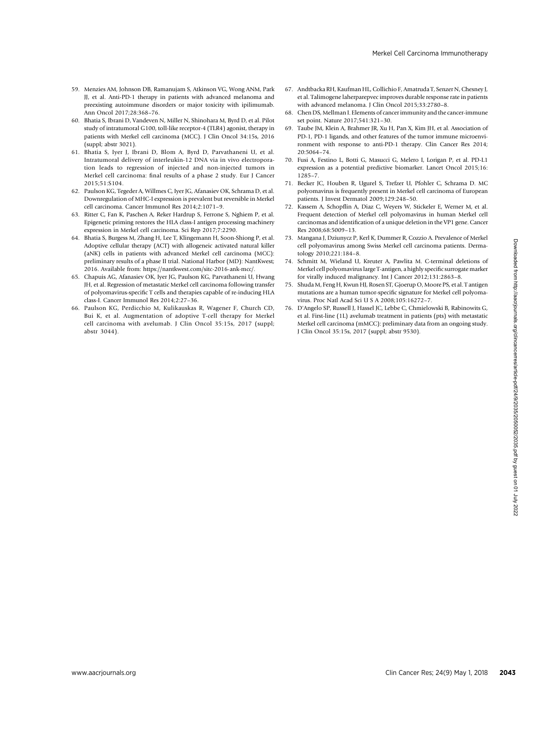59. Menzies AM, Johnson DB, Ramanujam S, Atkinson VG, Wong ANM, Park JJ, et al. Anti-PD-1 therapy in patients with advanced melanoma and preexisting autoimmune disorders or major toxicity with ipilimumab. Ann Oncol 2017;28:368–76.
60. Bhatia S, Ibrani D, Vandeven N, Miller N, Shinohara M, Byrd D, et al. Pilot study of intratumoral G100, toll-like receptor-4 (TLR4) agonist, therapy in patients with Merkel cell carcinoma (MCC). J Clin Oncol 34:15s, 2016 (suppl; abstr 3021).
61. Bhatia S, Iyer J, Ibrani D, Blom A, Byrd D, Parvathaneni U, et al. Intratumoral delivery of interleukin-12 DNA via in vivo electroporation leads to regression of injected and non-injected tumors in Merkel cell carcinoma: final results of a phase 2 study. Eur J Cancer 2015;51:S104.
62. Paulson KG, Tegeder A, Willmes C, Iyer JG, Afanasiev OK, Schrama D, et al. Downregulation of MHC-I expression is prevalent but reversible in Merkel cell carcinoma. Cancer Immunol Res 2014;2:1071–9.
63. Ritter C, Fan K, Paschen A, Reker Hardrup S, Ferrone S, Nghiem P, et al. Epigenetic priming restores the HLA class-I antigen processing machinery expression in Merkel cell carcinoma. Sci Rep 2017;7:2290.
64. Bhatia S, Burgess M, Zhang H, Lee T, Klingemann H, Soon-Shiong P, et al. Adoptive cellular therapy (ACT) with allogeneic activated natural killer (aNK) cells in patients with advanced Merkel cell carcinoma (MCC): preliminary results of a phase II trial. National Harbor (MD): NantKwest; 2016. Available from: https://nantkwest.com/sitc-2016-ank-mcc/.
65. Chapuis AG, Afanasiev OK, Iyer JG, Paulson KG, Parvathaneni U, Hwang JH, et al. Regression of metastatic Merkel cell carcinoma following transfer of polyomavirus-specific T cells and therapies capable of re-inducing HLA class-I. Cancer Immunol Res 2014;2:27–36.
66. Paulson KG, Perdicchio M, Kulikauskas R, Wagener F, Church CD, Bui K, et al. Augmentation of adoptive T-cell therapy for Merkel cell carcinoma with avelumab. J Clin Oncol 35:15s, 2017 (suppl; abstr 3044).
67. Andtbacka RH, Kaufman HL, Collichio F, Amatruda T, Senzer N, Chesney J, et al. Talimogene laherparepvec improves durable response rate in patients with advanced melanoma. J Clin Oncol 2015;33:2780–8.
68. Chen DS, Mellman I. Elements of cancer immunity and the cancer-immune set point. Nature 2017;541:321–30.
69. Taube JM, Klein A, Brahmer JR, Xu H, Pan X, Kim JH, et al. Association of PD-1, PD-1 ligands, and other features of the tumor immune microenvironment with response to anti-PD-1 therapy. Clin Cancer Res 2014;20:5064–74.
70. Fusi A, Festino L, Botti G, Masucci G, Melero I, Lorigan P, et al. PD-L1 expression as a potential predictive biomarker. Lancet Oncol 2015;16:1285–7.
71. Becker JC, Houben R, Ugurel S, Trefzer U, Pfohler C, Schrama D. MC polyomavirus is frequently present in Merkel cell carcinoma of European patients. J Invest Dermatol 2009;129:248–50.
72. Kassem A, Schopflin A, Diaz C, Weyers W, Stickeler E, Werner M, et al. Frequent detection of Merkel cell polyomavirus in human Merkel cell carcinomas and identification of a unique deletion in the VP1 gene. Cancer Res 2008;68:5009–13.
73. Mangana J, Dziunycz P, Kerl K, Dummer R, Cozzio A. Prevalence of Merkel cell polyomavirus among Swiss Merkel cell carcinoma patients. Dermatology 2010;221:184–8.
74. Schmitt M, Wieland U, Kreuter A, Pawlita M. C-terminal deletions of Merkel cell polyomavirus large T-antigen, a highly specific surrogate marker for virally induced malignancy. Int J Cancer 2012;131:2863–8.
75. Shuda M, Feng H, Kwun HJ, Rosen ST, Gjoerup O, Moore PS, et al. T antigen mutations are a human tumor-specific signature for Merkel cell polyomavirus. Proc Natl Acad Sci U S A 2008;105:16272–7.
76. D'Angelo SP, Russell J, Hassel JC, Lebbe C, Chmielowski B, Rabinowits G, et al. First-line (1L) avelumab treatment in patients (pts) with metastatic Merkel cell carcinoma (mMCC): preliminary data from an ongoing study. J Clin Oncol 35:15s, 2017 (suppl; abstr 9530).